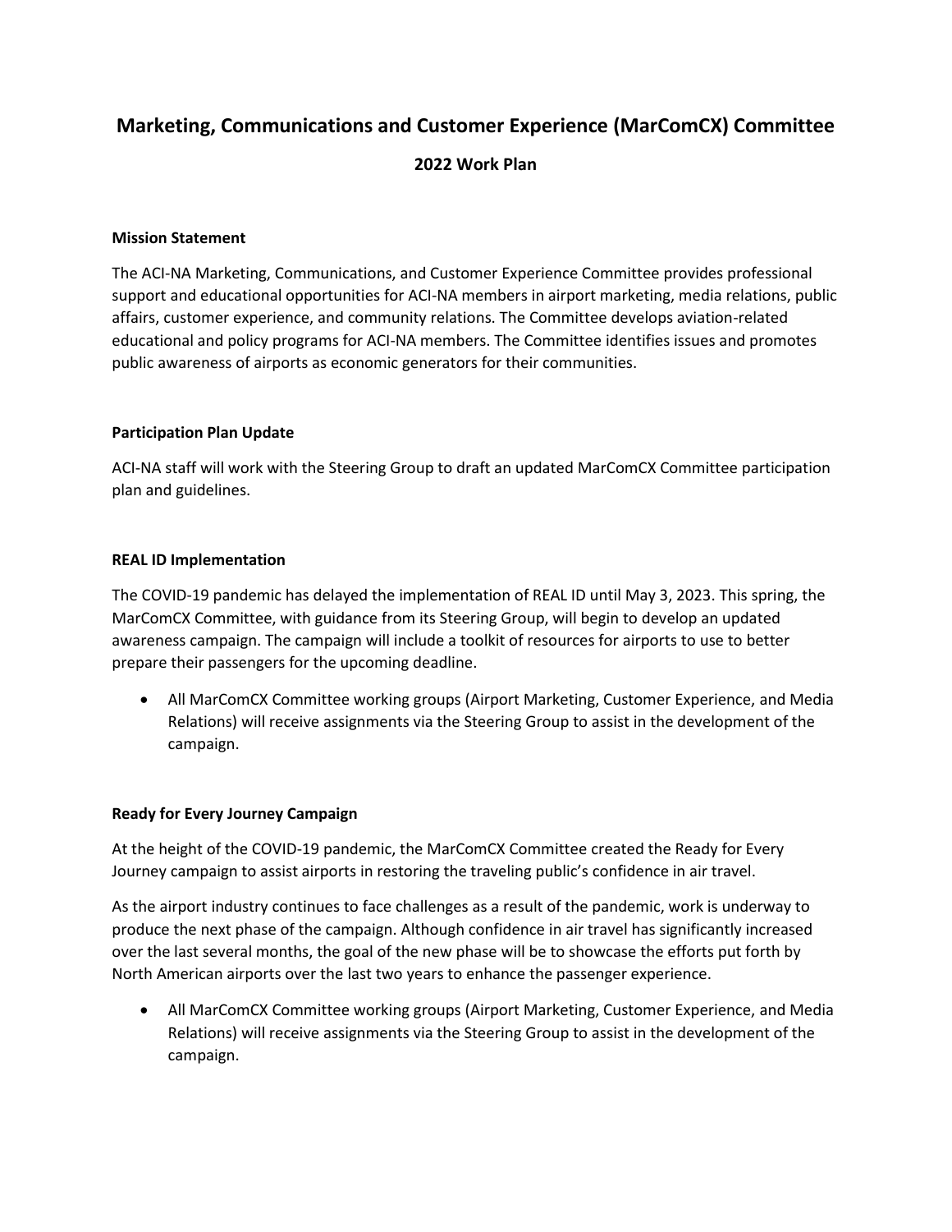# Marketing, Communications and Customer Experience (MarComCX) Committee

## 2022 Work Plan

**Mission Statement**

The ACI-NA Marketing, Communications, and Customer Experience Committee provides professional support and educational opportunities for ACI-NA members in airport marketing, media relations, public affairs, customer experience, and community relations. The Committee develops aviation-related educational and policy programs for ACI-NA members. The Committee identifies issues and promotes public awareness of airports as economic generators for their communities.

**Participation Plan Update**

ACI-NA staff will work with the Steering Group to draft an updated MarComCX Committee participation plan and guidelines.

**REAL ID Implementation**

The COVID-19 pandemic has delayed the implementation of REAL ID until May 3, 2023. This spring, the MarComCX Committee, with guidance from its Steering Group, will begin to develop an updated awareness campaign. The campaign will include a toolkit of resources for airports to use to better prepare their passengers for the upcoming deadline.

- All MarComCX Committee working groups (Airport Marketing, Customer Experience, and Media Relations) will receive assignments via the Steering Group to assist in the development of the campaign.

**Ready for Every Journey Campaign**

At the height of the COVID-19 pandemic, the MarComCX Committee created the Ready for Every Journey campaign to assist airports in restoring the traveling public's confidence in air travel.

As the airport industry continues to face challenges as a result of the pandemic, work is underway to produce the next phase of the campaign. Although confidence in air travel has significantly increased over the last several months, the goal of the new phase will be to showcase the efforts put forth by North American airports over the last two years to enhance the passenger experience.

- All MarComCX Committee working groups (Airport Marketing, Customer Experience, and Media Relations) will receive assignments via the Steering Group to assist in the development of the campaign.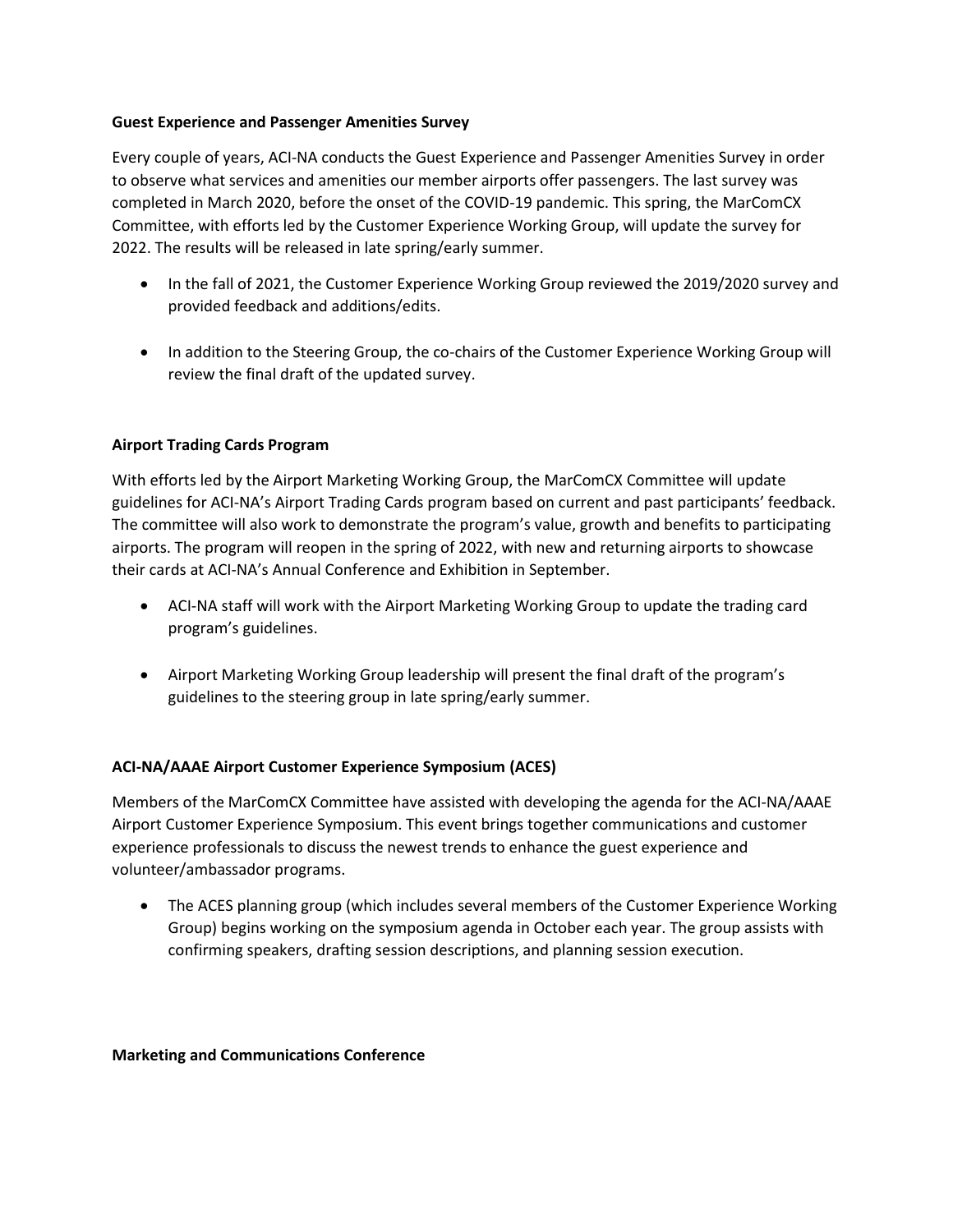**Guest Experience and Passenger Amenities Survey**

Every couple of years, ACI-NA conducts the Guest Experience and Passenger Amenities Survey in order to observe what services and amenities our member airports offer passengers. The last survey was completed in March 2020, before the onset of the COVID-19 pandemic. This spring, the MarComCX Committee, with efforts led by the Customer Experience Working Group, will update the survey for 2022. The results will be released in late spring/early summer.

- In the fall of 2021, the Customer Experience Working Group reviewed the 2019/2020 survey and provided feedback and additions/edits.

- In addition to the Steering Group, the co-chairs of the Customer Experience Working Group will review the final draft of the updated survey.

**Airport Trading Cards Program**

With efforts led by the Airport Marketing Working Group, the MarComCX Committee will update guidelines for ACI-NA's Airport Trading Cards program based on current and past participants' feedback. The committee will also work to demonstrate the program's value, growth and benefits to participating airports. The program will reopen in the spring of 2022, with new and returning airports to showcase their cards at ACI-NA's Annual Conference and Exhibition in September.

- ACI-NA staff will work with the Airport Marketing Working Group to update the trading card program's guidelines.

- Airport Marketing Working Group leadership will present the final draft of the program's guidelines to the steering group in late spring/early summer.

**ACI-NA/AAAE Airport Customer Experience Symposium (ACES)**

Members of the MarComCX Committee have assisted with developing the agenda for the ACI-NA/AAAE Airport Customer Experience Symposium. This event brings together communications and customer experience professionals to discuss the newest trends to enhance the guest experience and volunteer/ambassador programs.

- The ACES planning group (which includes several members of the Customer Experience Working Group) begins working on the symposium agenda in October each year. The group assists with confirming speakers, drafting session descriptions, and planning session execution.

**Marketing and Communications Conference**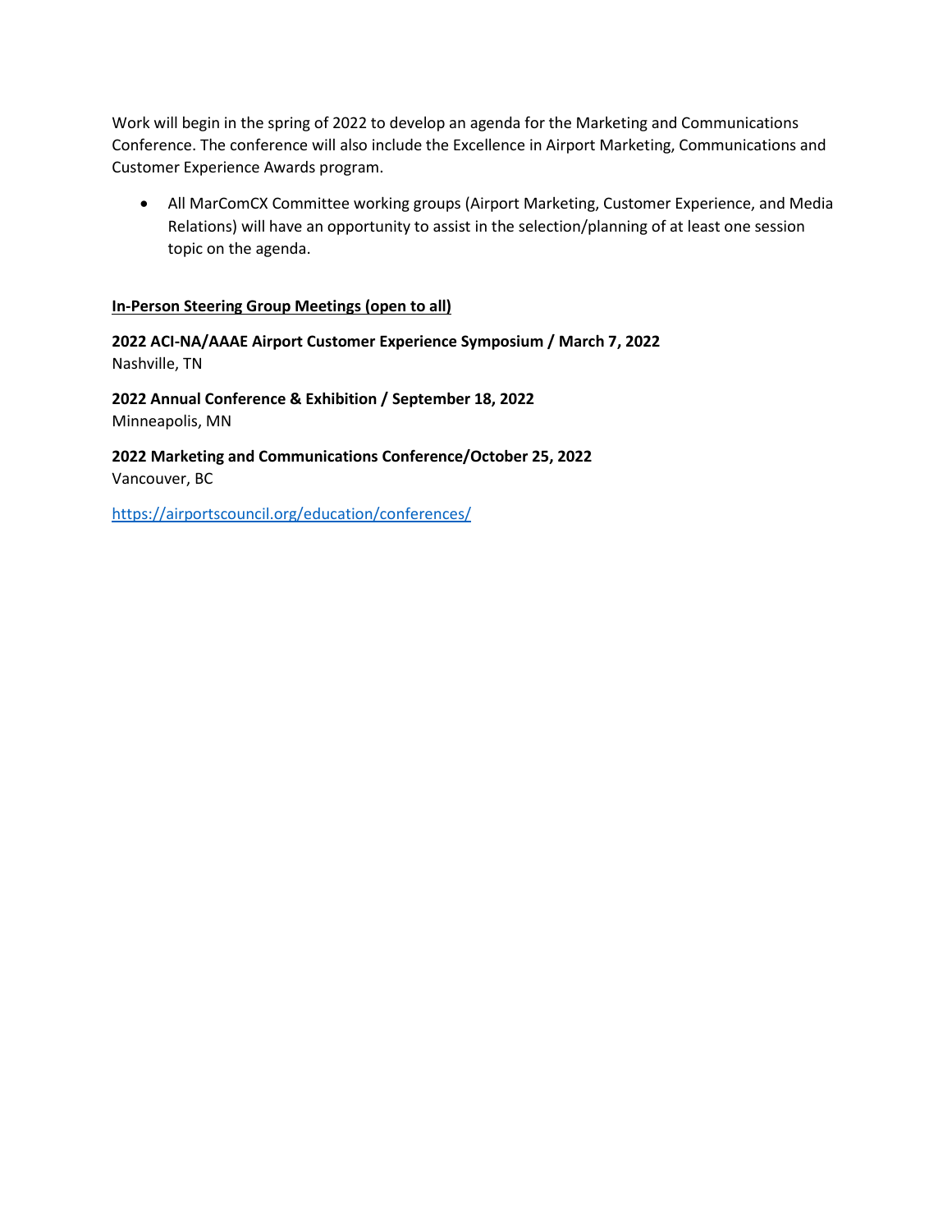Work will begin in the spring of 2022 to develop an agenda for the Marketing and Communications Conference. The conference will also include the Excellence in Airport Marketing, Communications and Customer Experience Awards program.

- All MarComCX Committee working groups (Airport Marketing, Customer Experience, and Media Relations) will have an opportunity to assist in the selection/planning of at least one session topic on the agenda.

**In-Person Steering Group Meetings (open to all)**

**2022 ACI-NA/AAAE Airport Customer Experience Symposium / March 7, 2022**
Nashville, TN

**2022 Annual Conference & Exhibition / September 18, 2022**
Minneapolis, MN

**2022 Marketing and Communications Conference/October 25, 2022**
Vancouver, BC

https://airportscouncil.org/education/conferences/